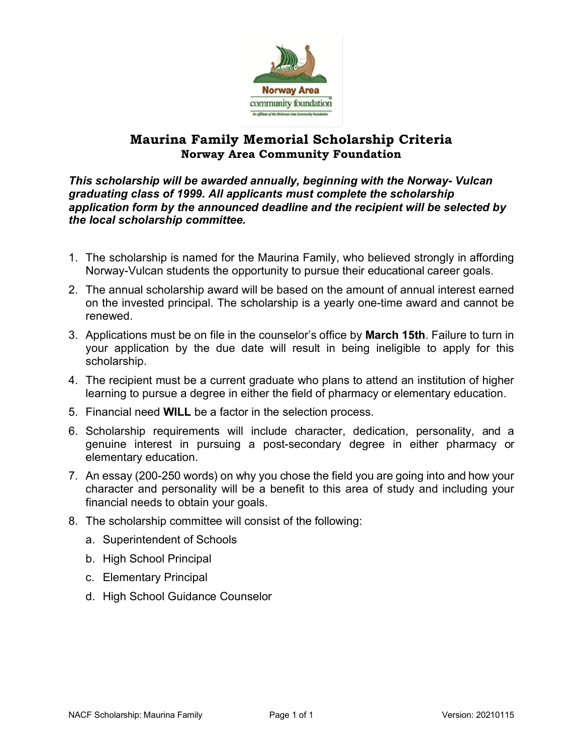# Maurina Family Memorial Scholarship Criteria
## Norway Area Community Foundation

***This scholarship will be awarded annually, beginning with the Norway- Vulcan graduating class of 1999. All applicants must complete the scholarship application form by the announced deadline and the recipient will be selected by the local scholarship committee.***

1. The scholarship is named for the Maurina Family, who believed strongly in affording Norway-Vulcan students the opportunity to pursue their educational career goals.
2. The annual scholarship award will be based on the amount of annual interest earned on the invested principal. The scholarship is a yearly one-time award and cannot be renewed.
3. Applications must be on file in the counselor's office by **March 15th**. Failure to turn in your application by the due date will result in being ineligible to apply for this scholarship.
4. The recipient must be a current graduate who plans to attend an institution of higher learning to pursue a degree in either the field of pharmacy or elementary education.
5. Financial need **WILL** be a factor in the selection process.
6. Scholarship requirements will include character, dedication, personality, and a genuine interest in pursuing a post-secondary degree in either pharmacy or elementary education.
7. An essay (200-250 words) on why you chose the field you are going into and how your character and personality will be a benefit to this area of study and including your financial needs to obtain your goals.
8. The scholarship committee will consist of the following:
   a. Superintendent of Schools
   b. High School Principal
   c. Elementary Principal
   d. High School Guidance Counselor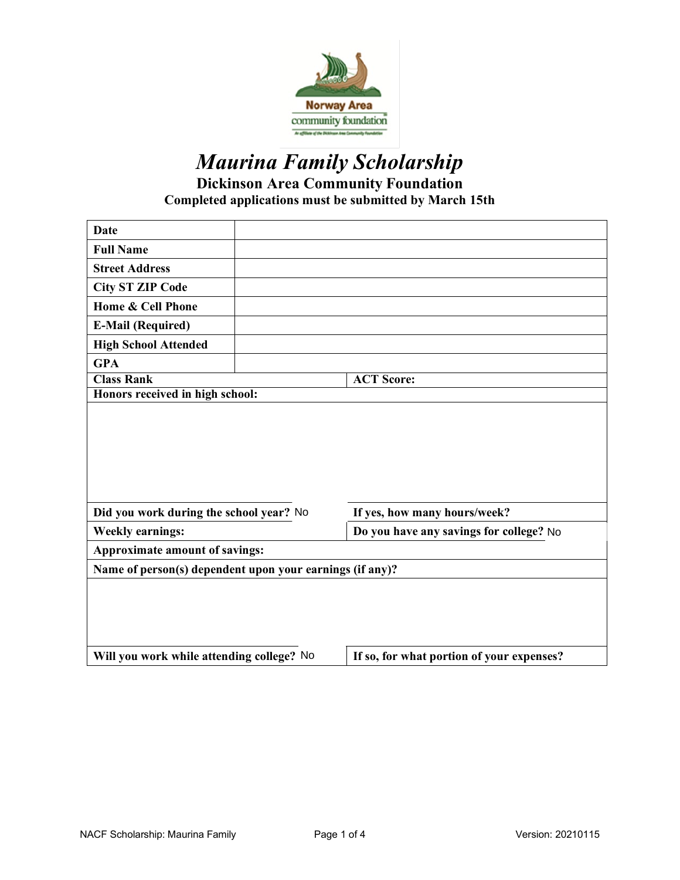# *Maurina Family Scholarship*

## Dickinson Area Community Foundation

**Completed applications must be submitted by March 15th**

| | |
|---|---|
| **Date** | |
| **Full Name** | |
| **Street Address** | |
| **City ST ZIP Code** | |
| **Home & Cell Phone** | |
| **E-Mail (Required)** | |
| **High School Attended** | |
| **GPA** | |

| | |
|---|---|
| **Class Rank** | **ACT Score:** |

**Honors received in high school:**

| | |
|---|---|
| **Did you work during the school year?** No | **If yes, how many hours/week?** |
| **Weekly earnings:** | **Do you have any savings for college?** No |

**Approximate amount of savings:**

**Name of person(s) dependent upon your earnings (if any)?**

| | |
|---|---|
| **Will you work while attending college?** No | **If so, for what portion of your expenses?** |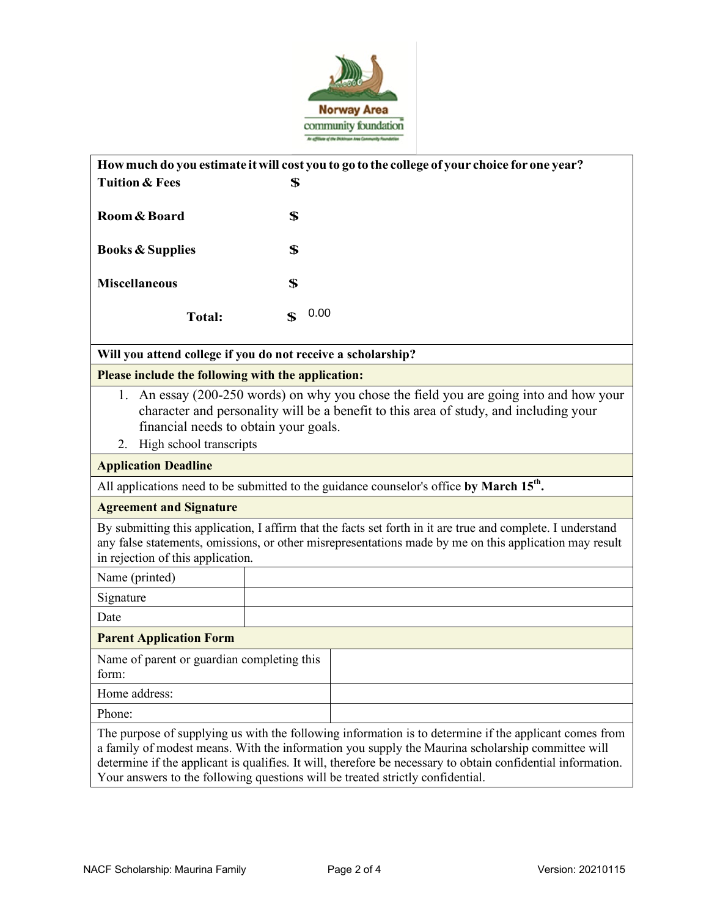| How much do you estimate it will cost you to go to the college of your choice for one year? | |
|---|---|
| **Tuition & Fees** | **$** |
| **Room & Board** | **$** |
| **Books & Supplies** | **$** |
| **Miscellaneous** | **$** |
| **Total:** | **$** 0.00 |

**Will you attend college if you do not receive a scholarship?**

**Please include the following with the application:**

1. An essay (200-250 words) on why you chose the field you are going into and how your character and personality will be a benefit to this area of study, and including your financial needs to obtain your goals.
2. High school transcripts

**Application Deadline**

All applications need to be submitted to the guidance counselor's office **by March 15th.**

**Agreement and Signature**

By submitting this application, I affirm that the facts set forth in it are true and complete. I understand any false statements, omissions, or other misrepresentations made by me on this application may result in rejection of this application.

| Name (printed) | |
|---|---|
| Signature | |
| Date | |

**Parent Application Form**

| Name of parent or guardian completing this form: | |
|---|---|
| Home address: | |
| Phone: | |

The purpose of supplying us with the following information is to determine if the applicant comes from a family of modest means. With the information you supply the Maurina scholarship committee will determine if the applicant is qualifies. It will, therefore be necessary to obtain confidential information. Your answers to the following questions will be treated strictly confidential.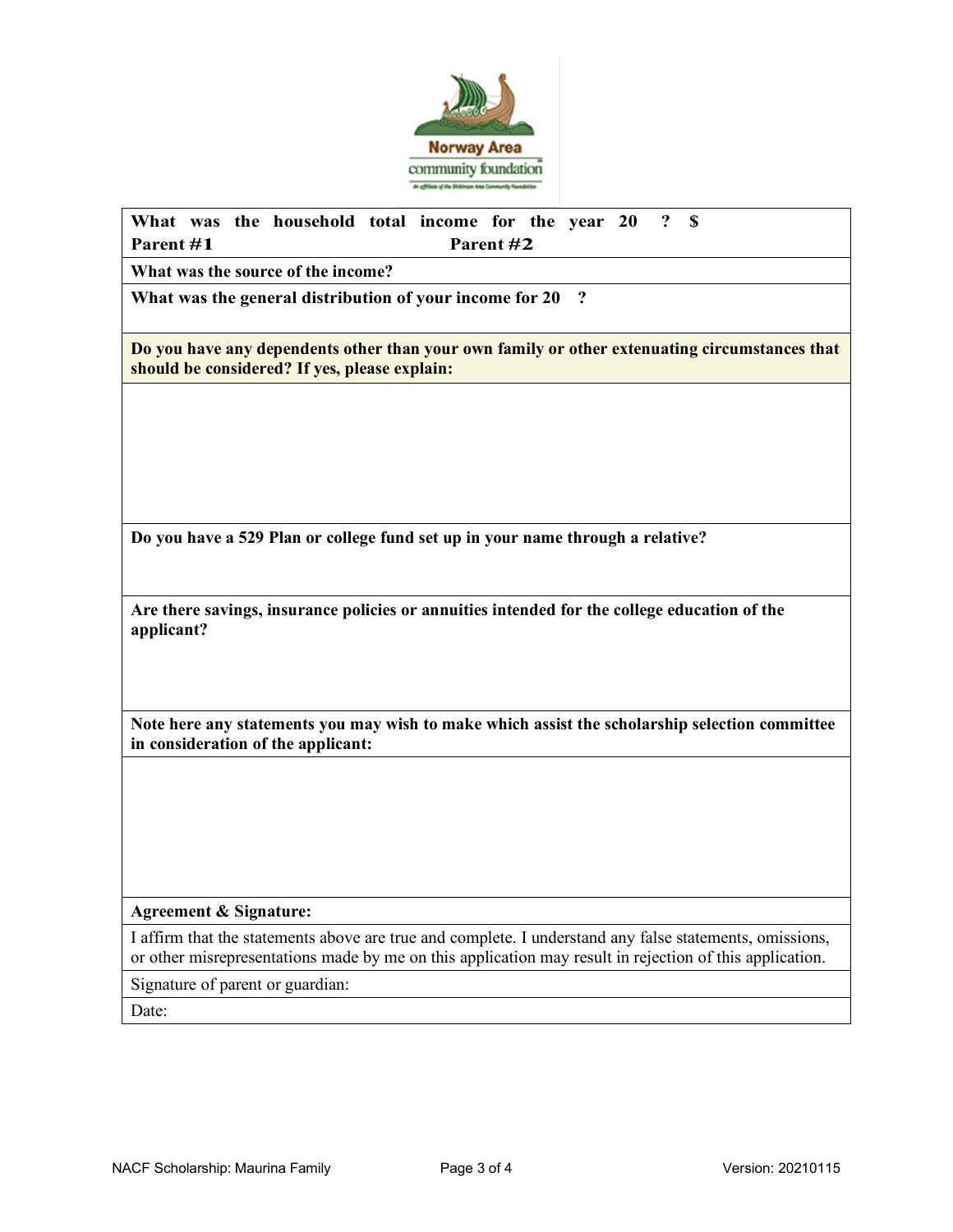**What was the household total income for the year 20 ? $**
**Parent #1** **Parent #2**

**What was the source of the income?**

**What was the general distribution of your income for 20 ?**

**Do you have any dependents other than your own family or other extenuating circumstances that should be considered? If yes, please explain:**

**Do you have a 529 Plan or college fund set up in your name through a relative?**

**Are there savings, insurance policies or annuities intended for the college education of the applicant?**

**Note here any statements you may wish to make which assist the scholarship selection committee in consideration of the applicant:**

**Agreement & Signature:**

I affirm that the statements above are true and complete. I understand any false statements, omissions, or other misrepresentations made by me on this application may result in rejection of this application.

Signature of parent or guardian:

Date: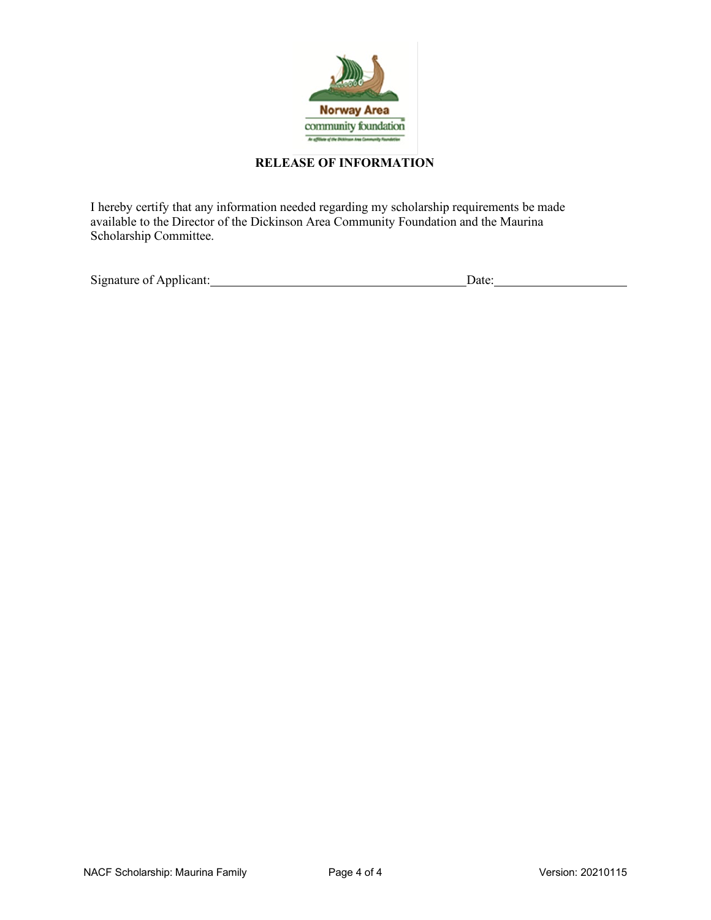# RELEASE OF INFORMATION

I hereby certify that any information needed regarding my scholarship requirements be made available to the Director of the Dickinson Area Community Foundation and the Maurina Scholarship Committee.

Signature of Applicant:________________________________________ Date:____________________